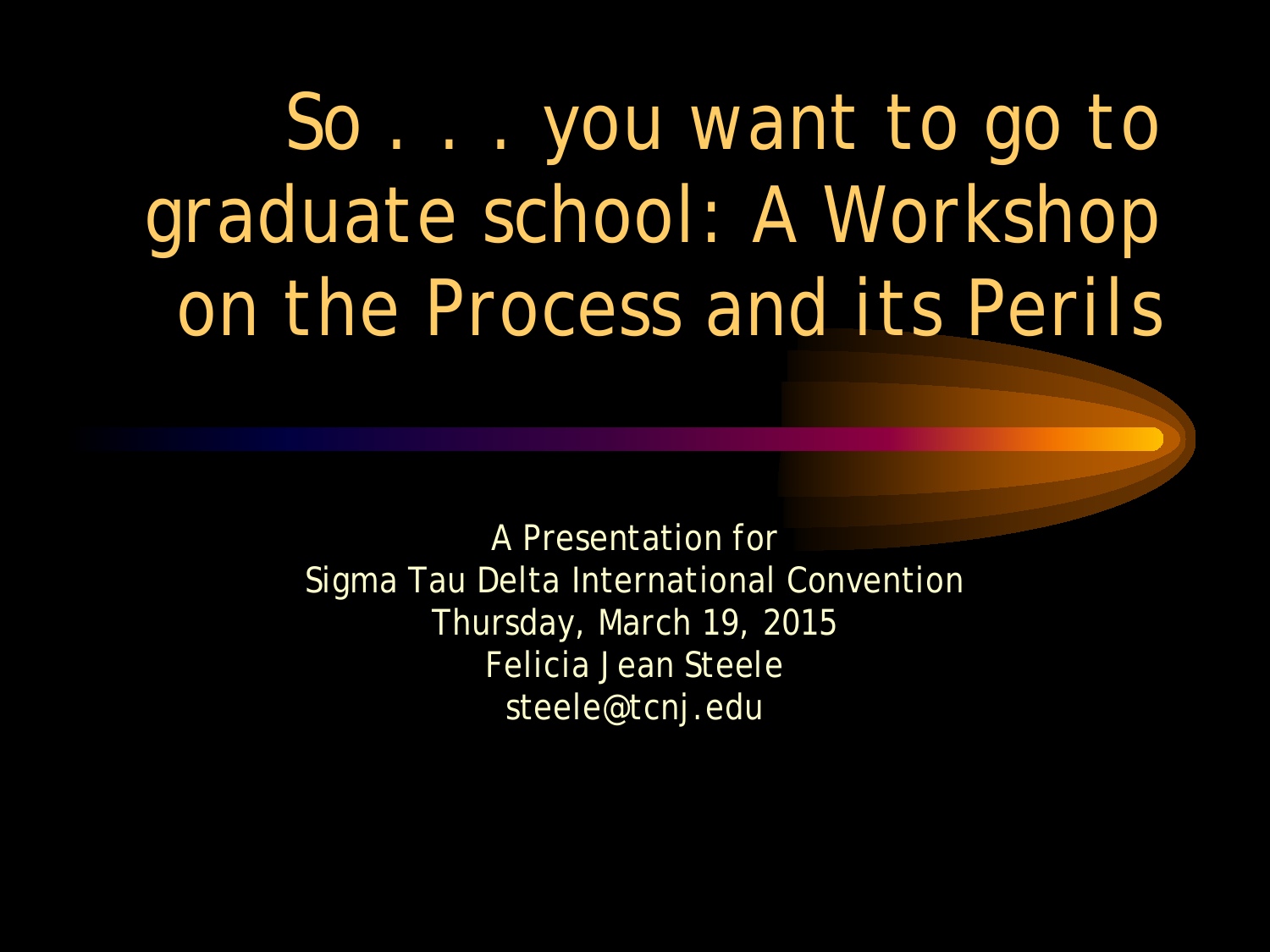# So . . . you want to go to graduate school: A Workshop on the Process and its Perils

A Presentation for
Sigma Tau Delta International Convention
Thursday, March 19, 2015
Felicia Jean Steele
steele@tcnj.edu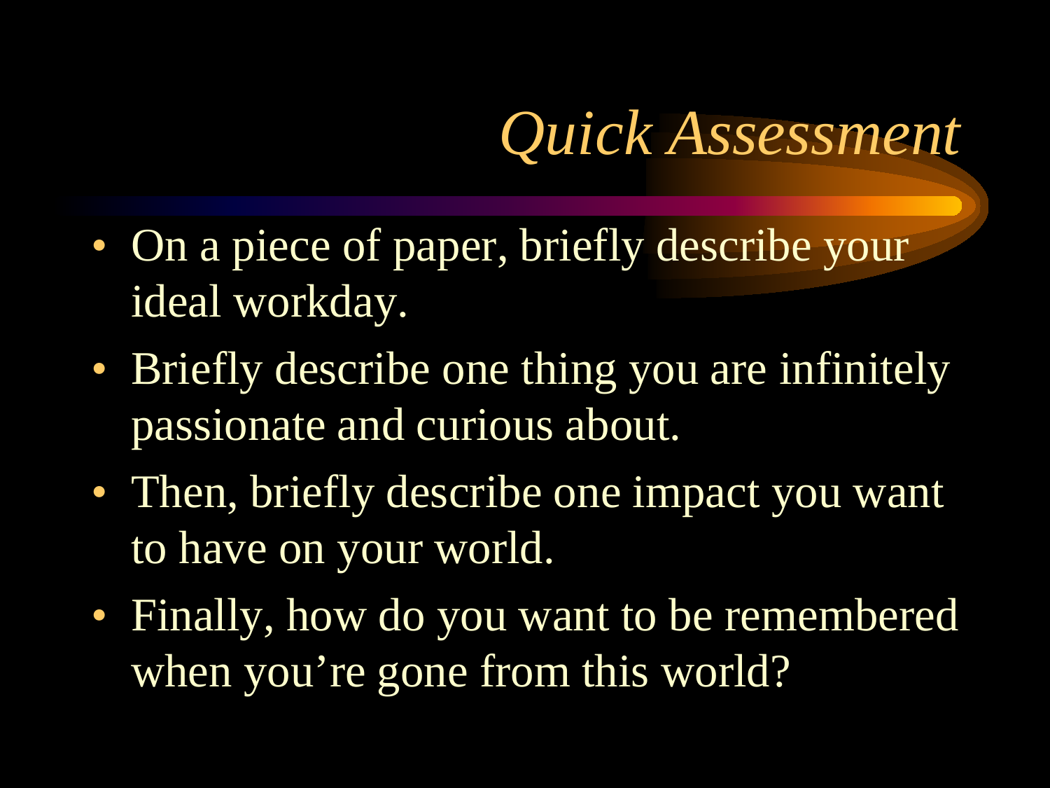# *Quick Assessment*

- On a piece of paper, briefly describe your ideal workday.
- Briefly describe one thing you are infinitely passionate and curious about.
- Then, briefly describe one impact you want to have on your world.
- Finally, how do you want to be remembered when you're gone from this world?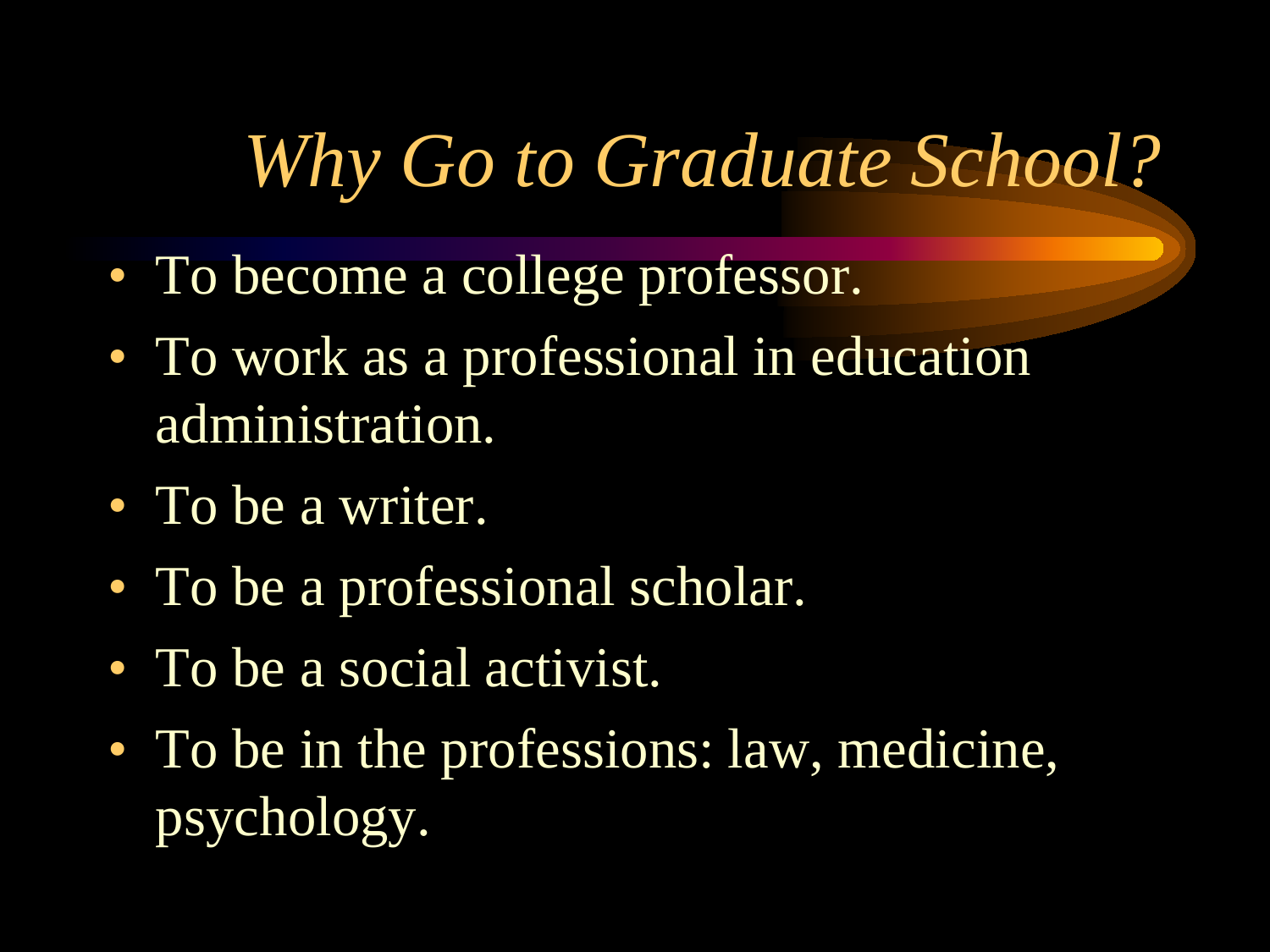# *Why Go to Graduate School?*

- To become a college professor.
- To work as a professional in education administration.
- To be a writer.
- To be a professional scholar.
- To be a social activist.
- To be in the professions: law, medicine, psychology.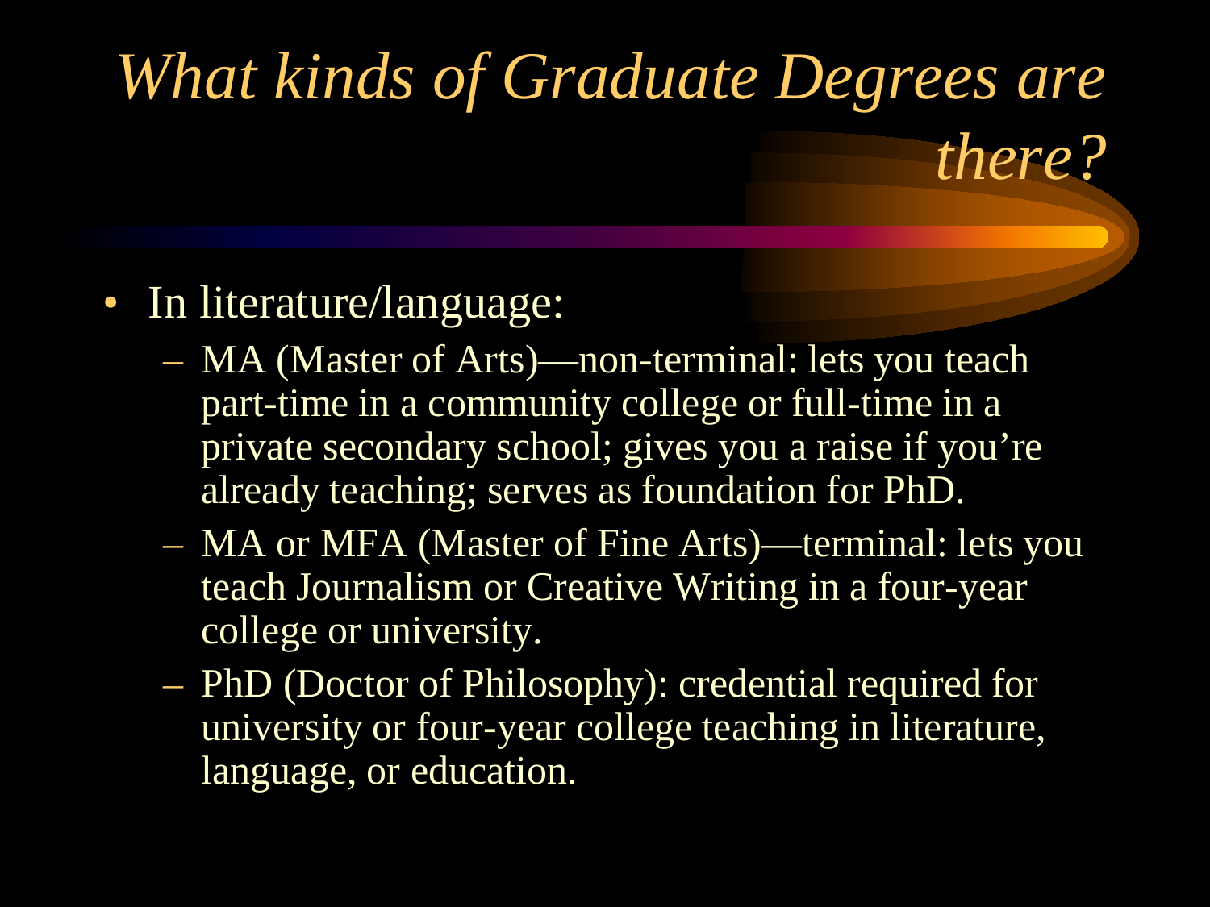# *What kinds of Graduate Degrees are there?*

- In literature/language:
  - MA (Master of Arts)—non-terminal: lets you teach part-time in a community college or full-time in a private secondary school; gives you a raise if you're already teaching; serves as foundation for PhD.
  - MA or MFA (Master of Fine Arts)—terminal: lets you teach Journalism or Creative Writing in a four-year college or university.
  - PhD (Doctor of Philosophy): credential required for university or four-year college teaching in literature, language, or education.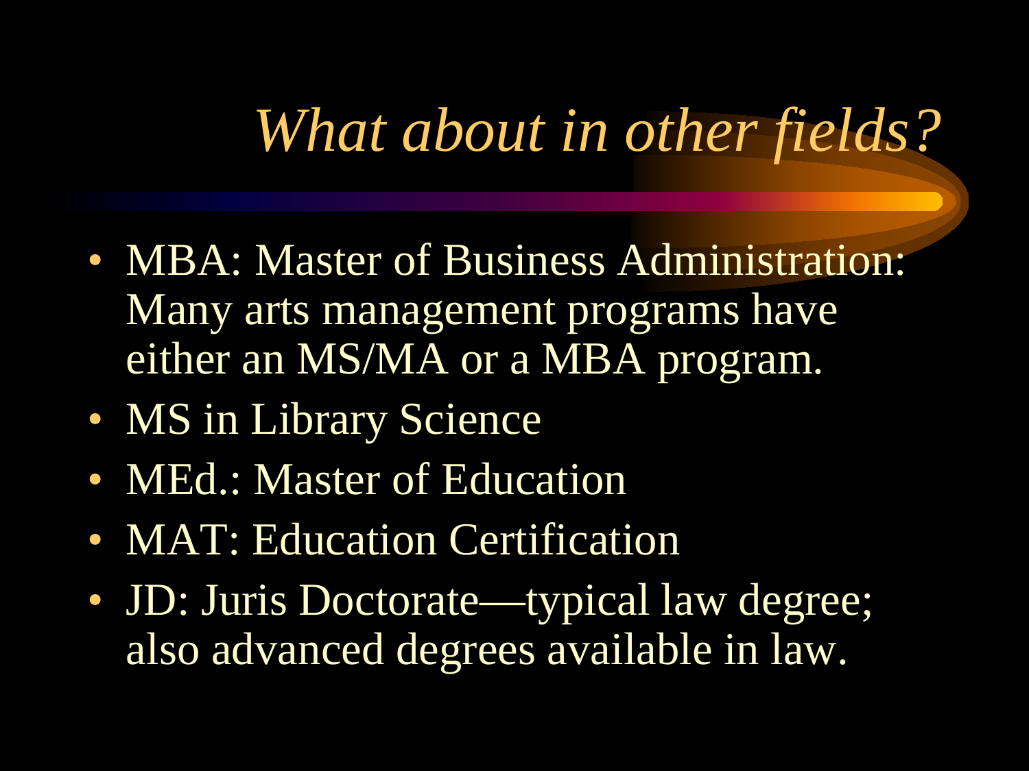# *What about in other fields?*

- MBA: Master of Business Administration: Many arts management programs have either an MS/MA or a MBA program.
- MS in Library Science
- MEd.: Master of Education
- MAT: Education Certification
- JD: Juris Doctorate—typical law degree; also advanced degrees available in law.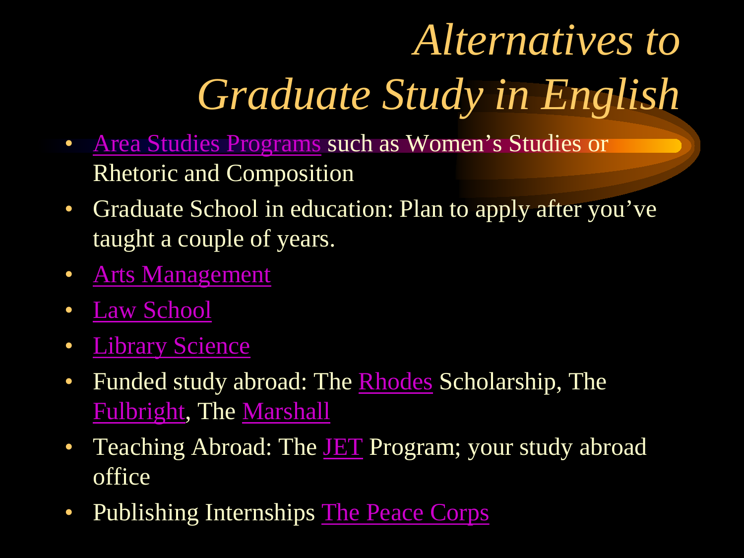# *Alternatives to Graduate Study in English*

- Area Studies Programs such as Women's Studies or Rhetoric and Composition
- Graduate School in education: Plan to apply after you've taught a couple of years.
- Arts Management
- Law School
- Library Science
- Funded study abroad: The Rhodes Scholarship, The Fulbright, The Marshall
- Teaching Abroad: The JET Program; your study abroad office
- Publishing Internships The Peace Corps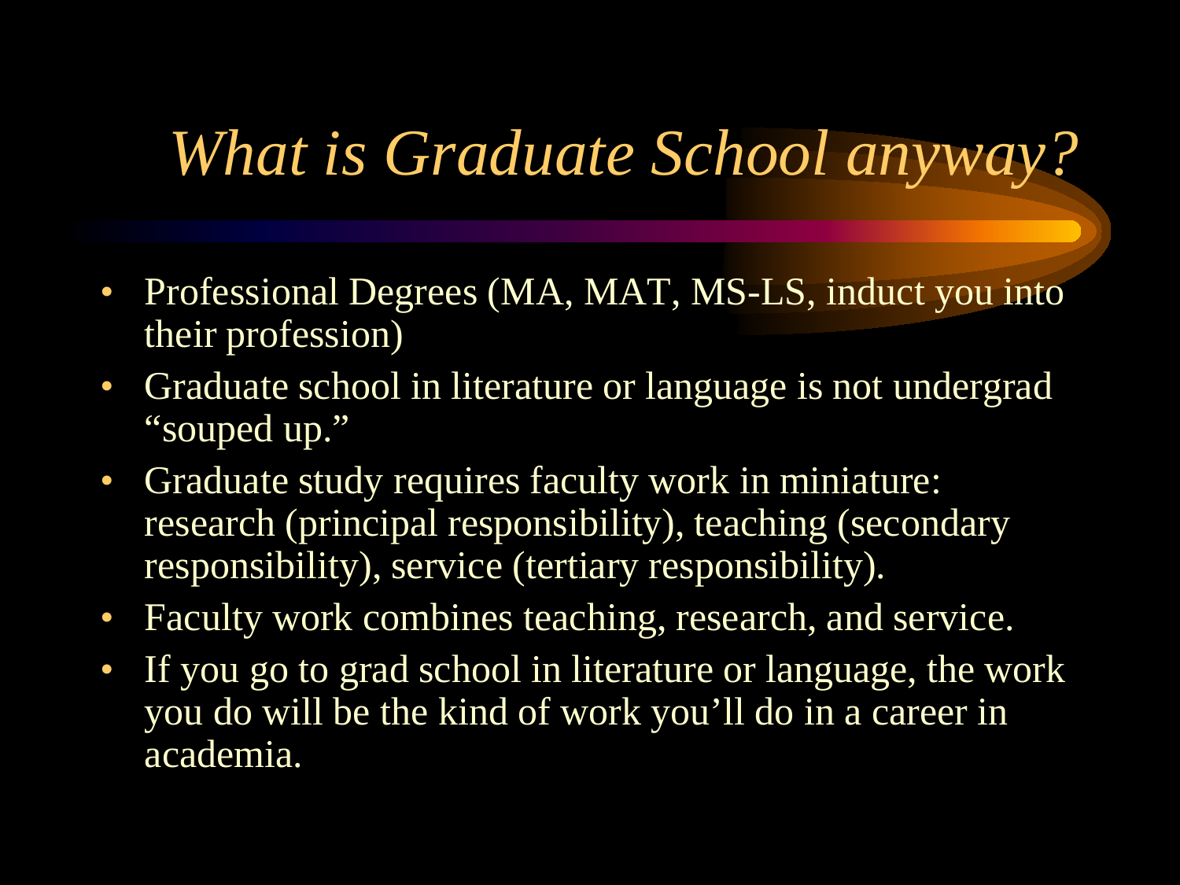# *What is Graduate School anyway?*

- Professional Degrees (MA, MAT, MS-LS, induct you into their profession)
- Graduate school in literature or language is not undergrad "souped up."
- Graduate study requires faculty work in miniature: research (principal responsibility), teaching (secondary responsibility), service (tertiary responsibility).
- Faculty work combines teaching, research, and service.
- If you go to grad school in literature or language, the work you do will be the kind of work you'll do in a career in academia.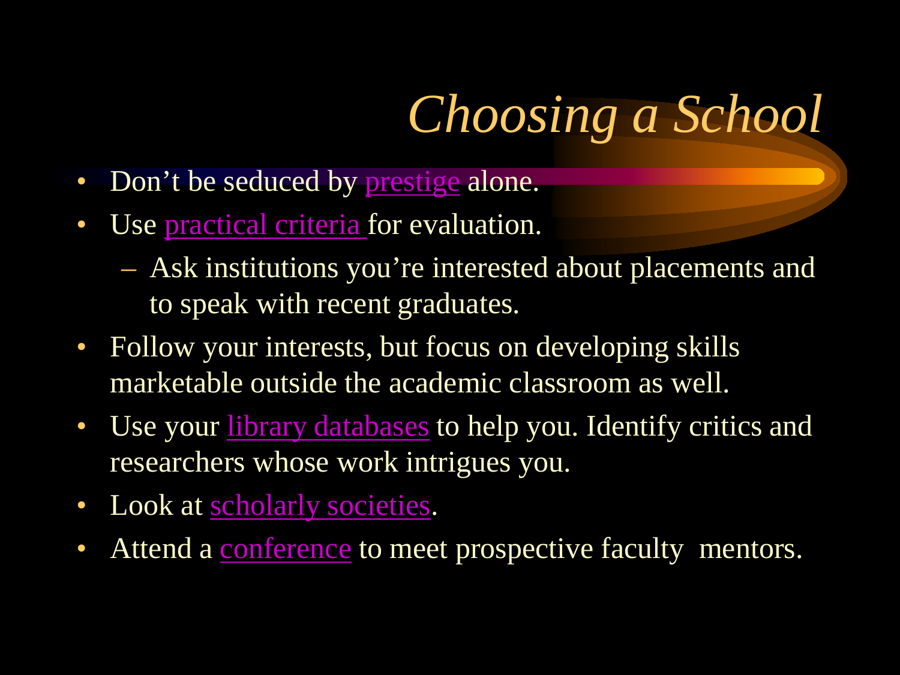# *Choosing a School*

- Don't be seduced by prestige alone.
- Use practical criteria for evaluation.
  - Ask institutions you're interested about placements and to speak with recent graduates.
- Follow your interests, but focus on developing skills marketable outside the academic classroom as well.
- Use your library databases to help you. Identify critics and researchers whose work intrigues you.
- Look at scholarly societies.
- Attend a conference to meet prospective faculty mentors.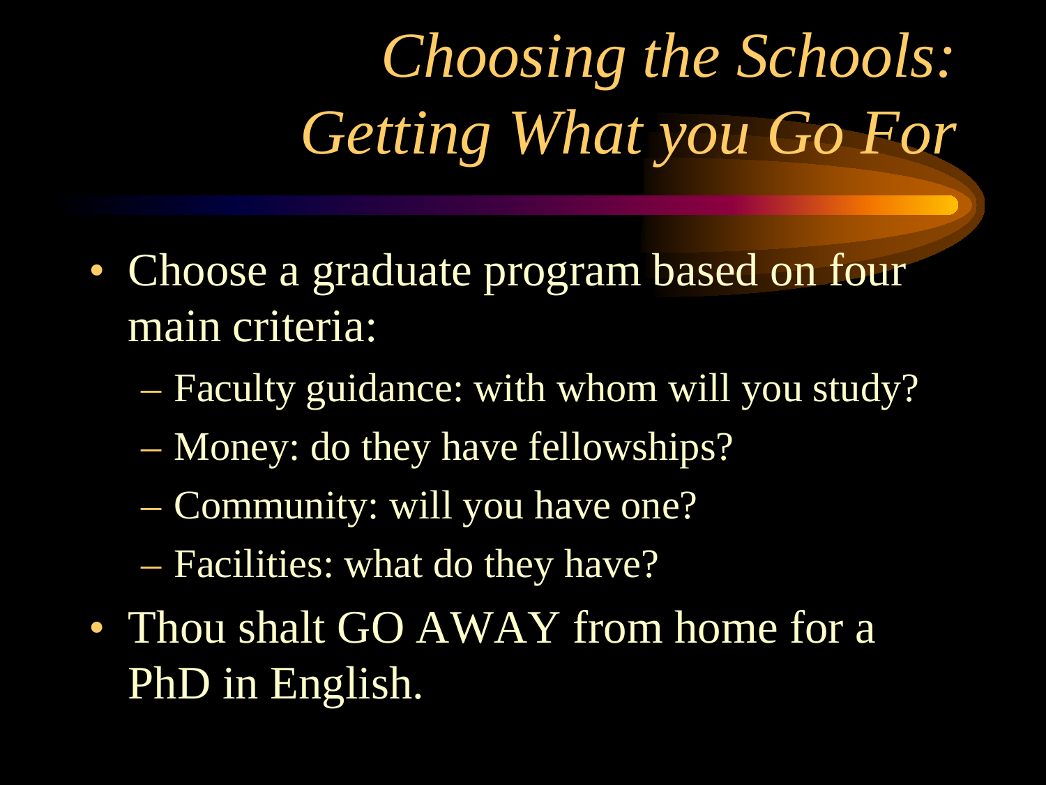# *Choosing the Schools: Getting What you Go For*

- Choose a graduate program based on four main criteria:
  - Faculty guidance: with whom will you study?
  - Money: do they have fellowships?
  - Community: will you have one?
  - Facilities: what do they have?
- Thou shalt GO AWAY from home for a PhD in English.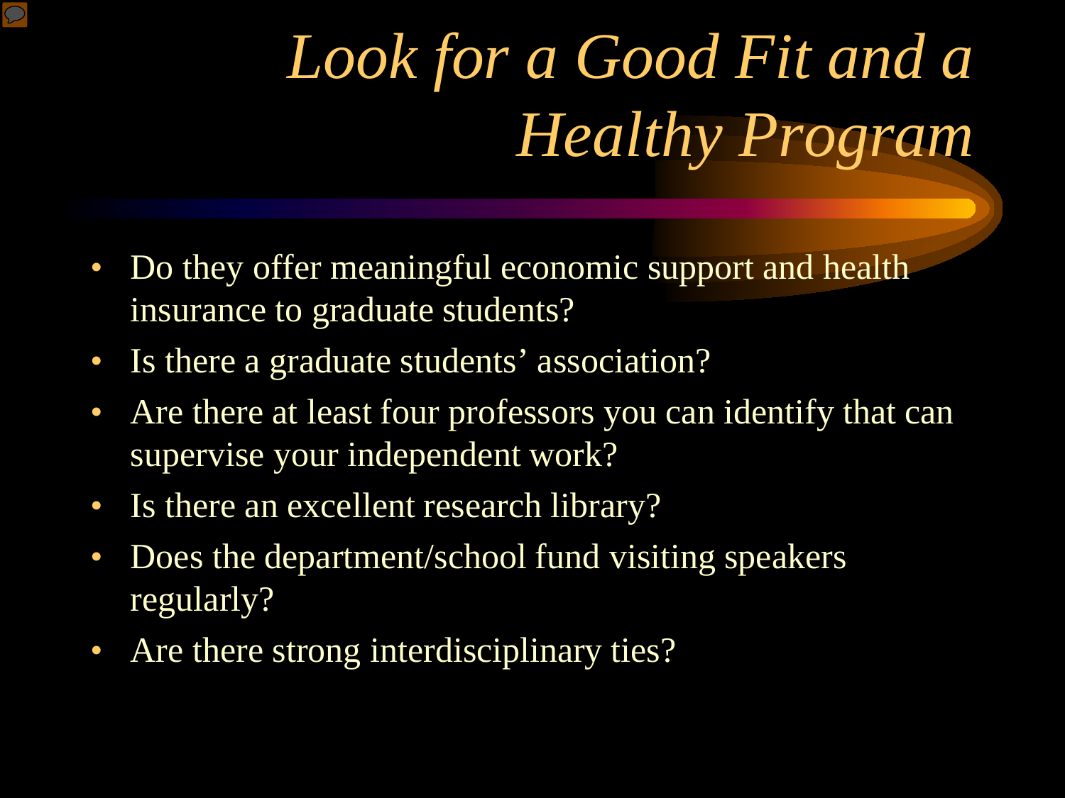# *Look for a Good Fit and a Healthy Program*

- Do they offer meaningful economic support and health insurance to graduate students?
- Is there a graduate students' association?
- Are there at least four professors you can identify that can supervise your independent work?
- Is there an excellent research library?
- Does the department/school fund visiting speakers regularly?
- Are there strong interdisciplinary ties?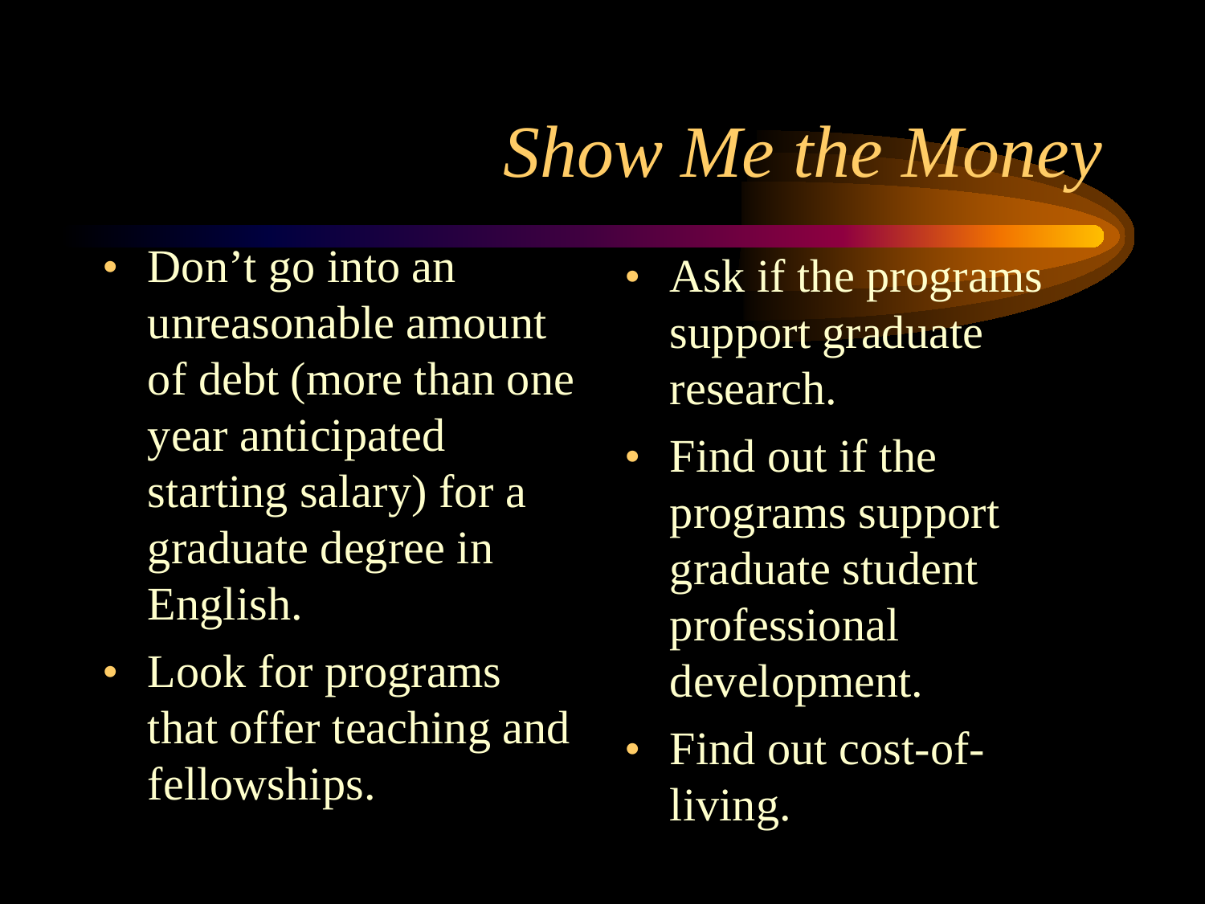# *Show Me the Money*

- Don't go into an unreasonable amount of debt (more than one year anticipated starting salary) for a graduate degree in English.
- Look for programs that offer teaching and fellowships.
- Ask if the programs support graduate research.
- Find out if the programs support graduate student professional development.
- Find out cost-of-living.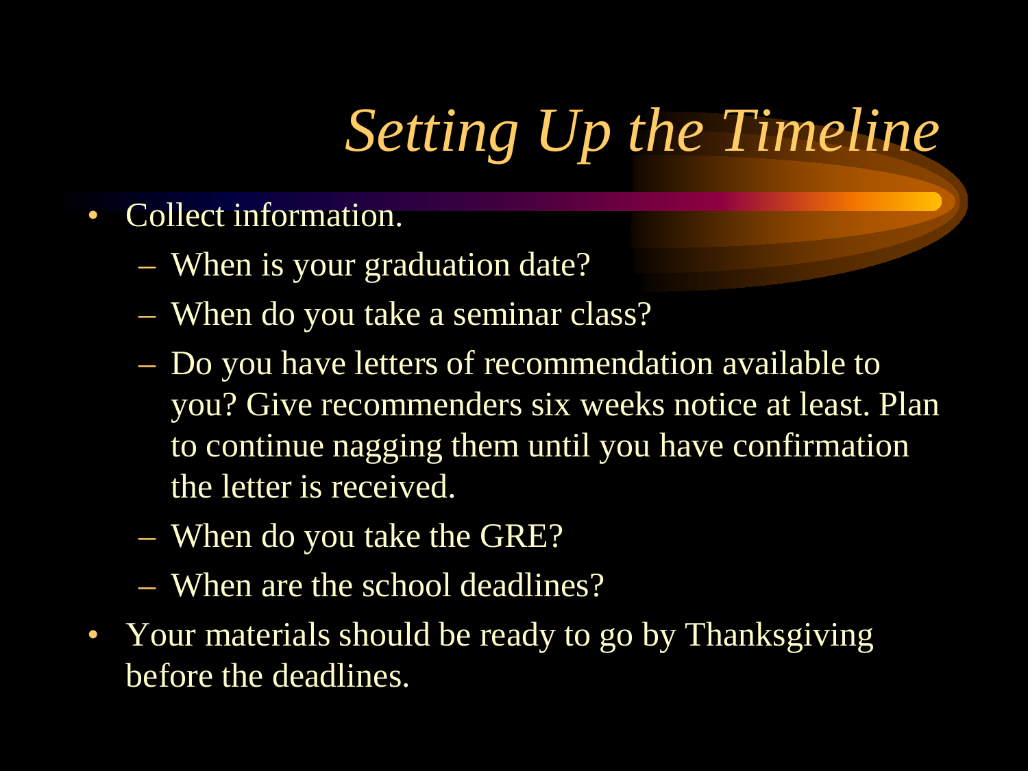# *Setting Up the Timeline*

- Collect information.
  - When is your graduation date?
  - When do you take a seminar class?
  - Do you have letters of recommendation available to you? Give recommenders six weeks notice at least. Plan to continue nagging them until you have confirmation the letter is received.
  - When do you take the GRE?
  - When are the school deadlines?
- Your materials should be ready to go by Thanksgiving before the deadlines.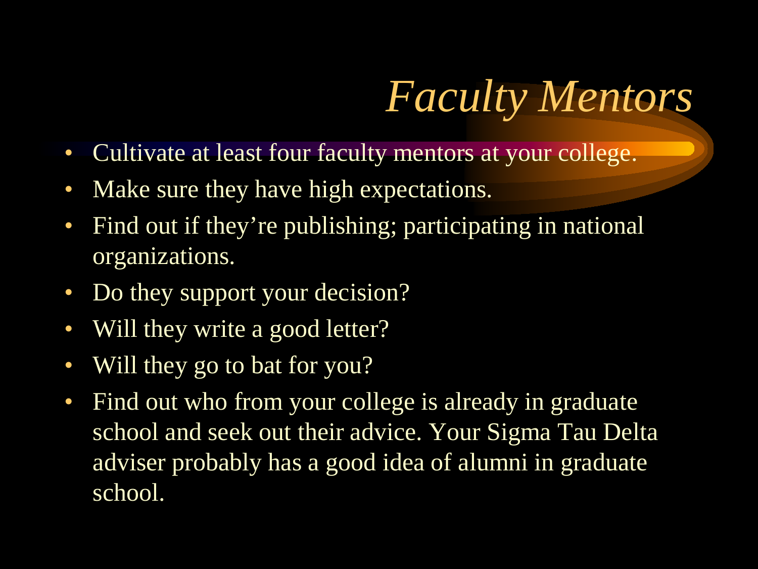# *Faculty Mentors*

- Cultivate at least four faculty mentors at your college.
- Make sure they have high expectations.
- Find out if they're publishing; participating in national organizations.
- Do they support your decision?
- Will they write a good letter?
- Will they go to bat for you?
- Find out who from your college is already in graduate school and seek out their advice. Your Sigma Tau Delta adviser probably has a good idea of alumni in graduate school.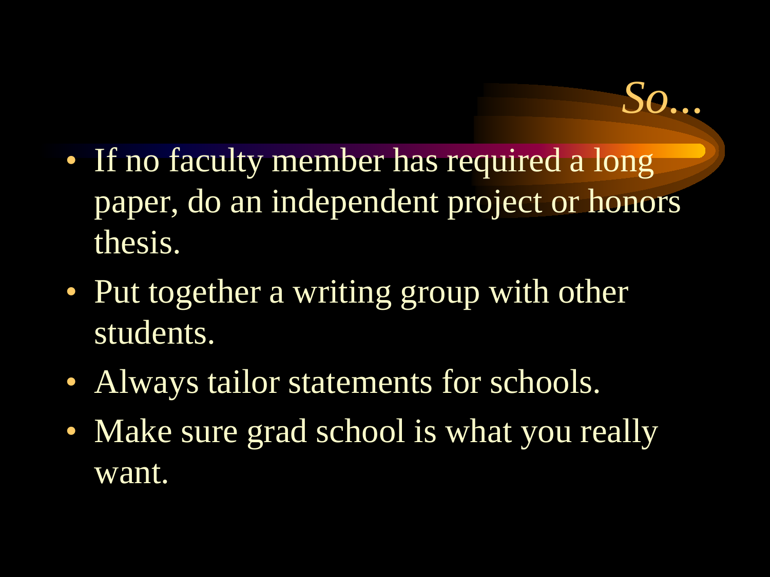# *So...*

- If no faculty member has required a long paper, do an independent project or honors thesis.
- Put together a writing group with other students.
- Always tailor statements for schools.
- Make sure grad school is what you really want.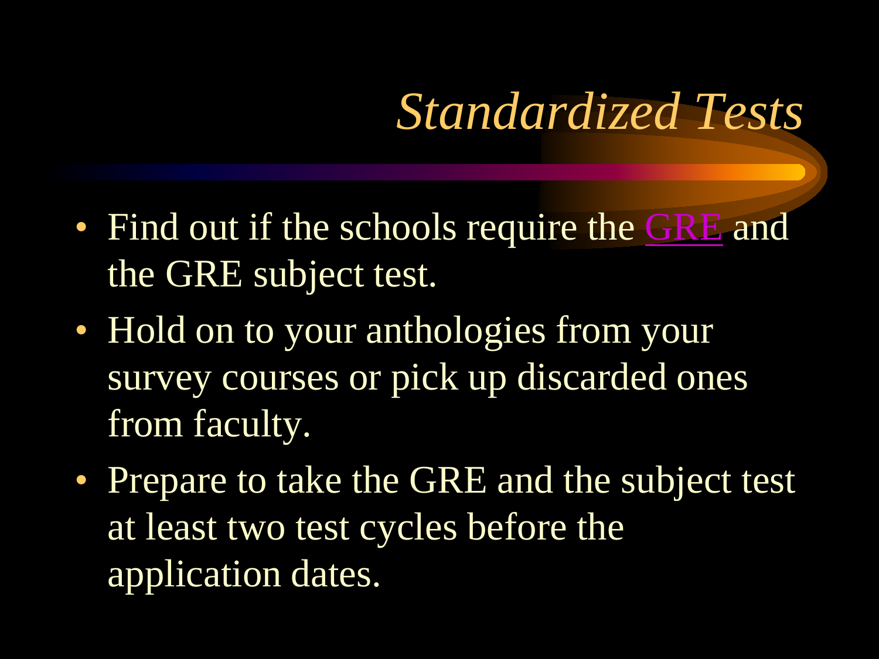# *Standardized Tests*

- Find out if the schools require the GRE and the GRE subject test.
- Hold on to your anthologies from your survey courses or pick up discarded ones from faculty.
- Prepare to take the GRE and the subject test at least two test cycles before the application dates.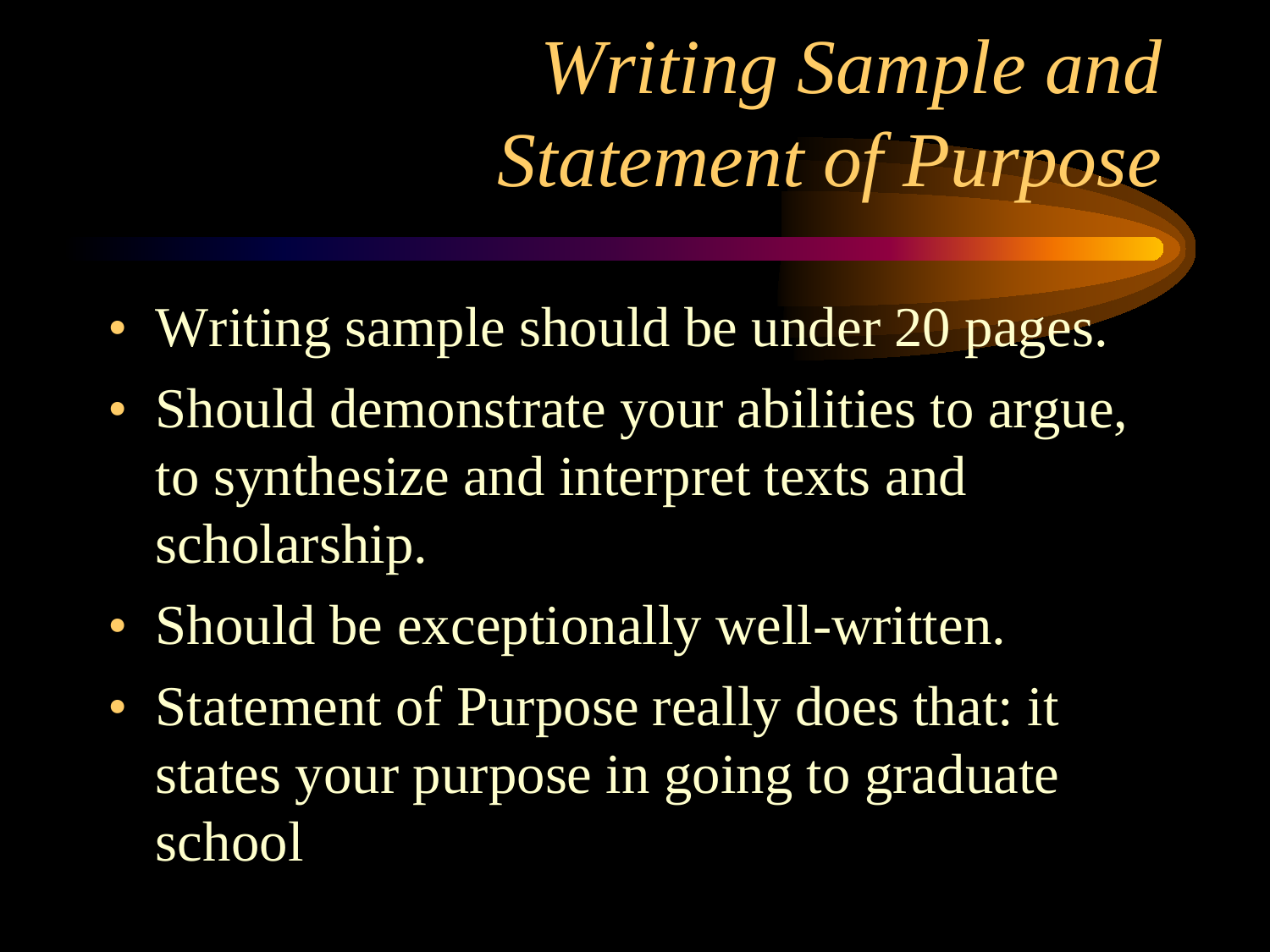# *Writing Sample and Statement of Purpose*

- Writing sample should be under 20 pages.
- Should demonstrate your abilities to argue, to synthesize and interpret texts and scholarship.
- Should be exceptionally well-written.
- Statement of Purpose really does that: it states your purpose in going to graduate school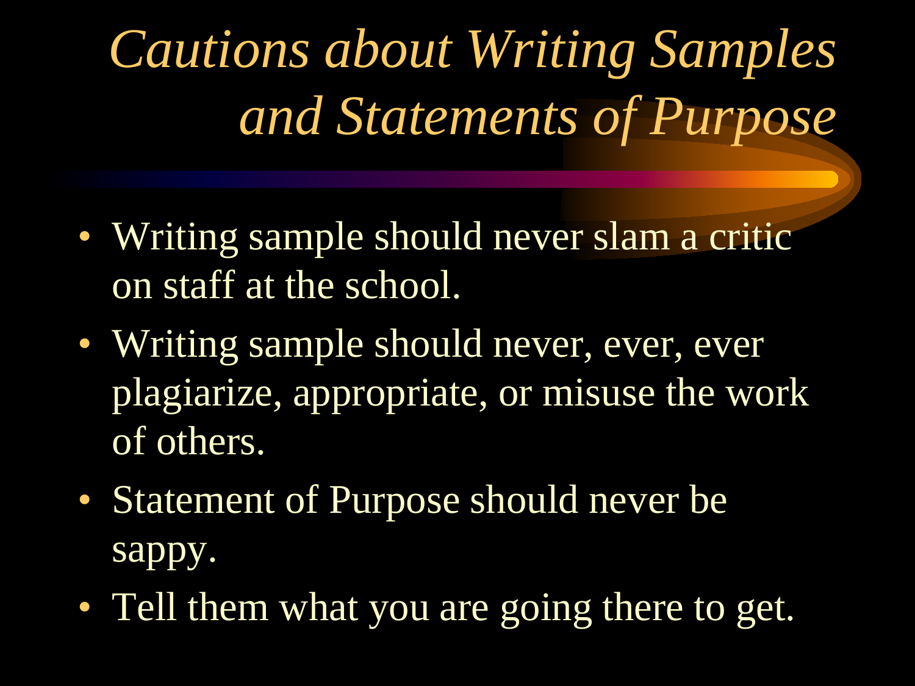# *Cautions about Writing Samples and Statements of Purpose*

- Writing sample should never slam a critic on staff at the school.
- Writing sample should never, ever, ever plagiarize, appropriate, or misuse the work of others.
- Statement of Purpose should never be sappy.
- Tell them what you are going there to get.